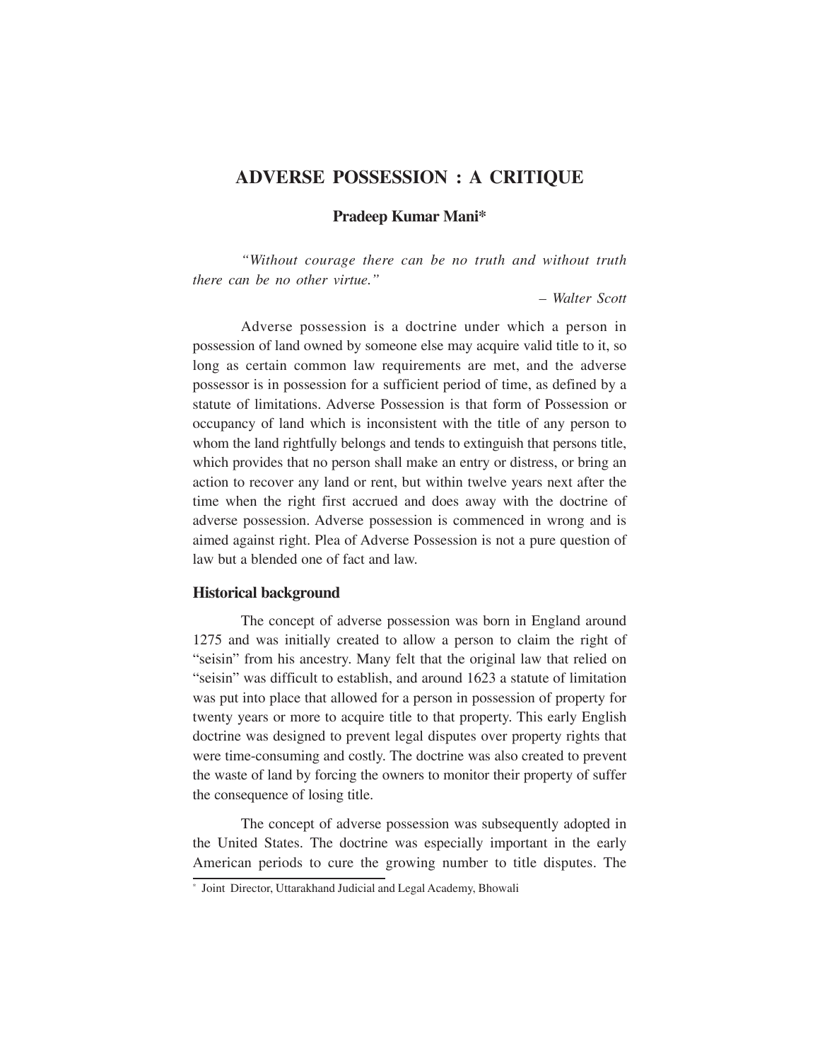# ADVERSE POSSESSION : A CRITIQUE

**Pradeep Kumar Mani***

*"Without courage there can be no truth and without truth there can be no other virtue."*

*– Walter Scott*

Adverse possession is a doctrine under which a person in possession of land owned by someone else may acquire valid title to it, so long as certain common law requirements are met, and the adverse possessor is in possession for a sufficient period of time, as defined by a statute of limitations. Adverse Possession is that form of Possession or occupancy of land which is inconsistent with the title of any person to whom the land rightfully belongs and tends to extinguish that persons title, which provides that no person shall make an entry or distress, or bring an action to recover any land or rent, but within twelve years next after the time when the right first accrued and does away with the doctrine of adverse possession. Adverse possession is commenced in wrong and is aimed against right. Plea of Adverse Possession is not a pure question of law but a blended one of fact and law.

## Historical background

The concept of adverse possession was born in England around 1275 and was initially created to allow a person to claim the right of "seisin" from his ancestry. Many felt that the original law that relied on "seisin" was difficult to establish, and around 1623 a statute of limitation was put into place that allowed for a person in possession of property for twenty years or more to acquire title to that property. This early English doctrine was designed to prevent legal disputes over property rights that were time-consuming and costly. The doctrine was also created to prevent the waste of land by forcing the owners to monitor their property of suffer the consequence of losing title.

The concept of adverse possession was subsequently adopted in the United States. The doctrine was especially important in the early American periods to cure the growing number to title disputes. The

* Joint Director, Uttarakhand Judicial and Legal Academy, Bhowali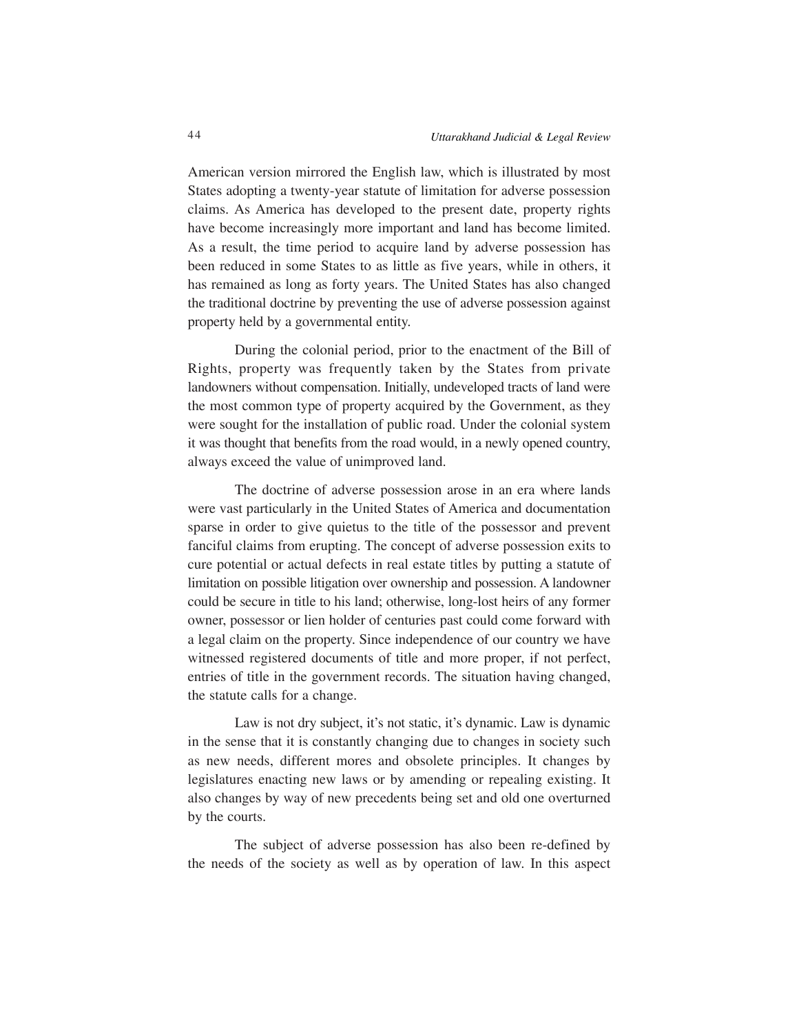American version mirrored the English law, which is illustrated by most States adopting a twenty-year statute of limitation for adverse possession claims. As America has developed to the present date, property rights have become increasingly more important and land has become limited. As a result, the time period to acquire land by adverse possession has been reduced in some States to as little as five years, while in others, it has remained as long as forty years. The United States has also changed the traditional doctrine by preventing the use of adverse possession against property held by a governmental entity.

During the colonial period, prior to the enactment of the Bill of Rights, property was frequently taken by the States from private landowners without compensation. Initially, undeveloped tracts of land were the most common type of property acquired by the Government, as they were sought for the installation of public road. Under the colonial system it was thought that benefits from the road would, in a newly opened country, always exceed the value of unimproved land.

The doctrine of adverse possession arose in an era where lands were vast particularly in the United States of America and documentation sparse in order to give quietus to the title of the possessor and prevent fanciful claims from erupting. The concept of adverse possession exits to cure potential or actual defects in real estate titles by putting a statute of limitation on possible litigation over ownership and possession. A landowner could be secure in title to his land; otherwise, long-lost heirs of any former owner, possessor or lien holder of centuries past could come forward with a legal claim on the property. Since independence of our country we have witnessed registered documents of title and more proper, if not perfect, entries of title in the government records. The situation having changed, the statute calls for a change.

Law is not dry subject, it's not static, it's dynamic. Law is dynamic in the sense that it is constantly changing due to changes in society such as new needs, different mores and obsolete principles. It changes by legislatures enacting new laws or by amending or repealing existing. It also changes by way of new precedents being set and old one overturned by the courts.

The subject of adverse possession has also been re-defined by the needs of the society as well as by operation of law. In this aspect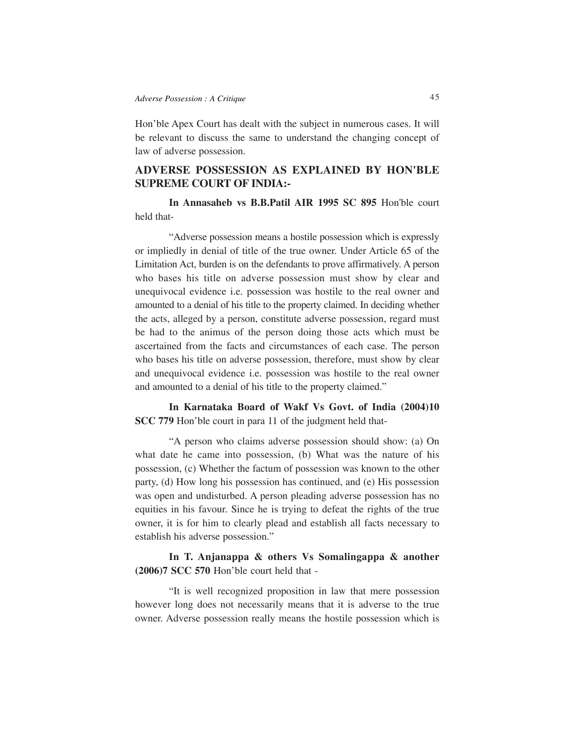Hon'ble Apex Court has dealt with the subject in numerous cases. It will be relevant to discuss the same to understand the changing concept of law of adverse possession.

## ADVERSE POSSESSION AS EXPLAINED BY HON'BLE SUPREME COURT OF INDIA:-

**In Annasaheb vs B.B.Patil AIR 1995 SC 895** Hon'ble court held that-

"Adverse possession means a hostile possession which is expressly or impliedly in denial of title of the true owner. Under Article 65 of the Limitation Act, burden is on the defendants to prove affirmatively. A person who bases his title on adverse possession must show by clear and unequivocal evidence i.e. possession was hostile to the real owner and amounted to a denial of his title to the property claimed. In deciding whether the acts, alleged by a person, constitute adverse possession, regard must be had to the animus of the person doing those acts which must be ascertained from the facts and circumstances of each case. The person who bases his title on adverse possession, therefore, must show by clear and unequivocal evidence i.e. possession was hostile to the real owner and amounted to a denial of his title to the property claimed."

**In Karnataka Board of Wakf Vs Govt. of India (2004)10 SCC 779** Hon'ble court in para 11 of the judgment held that-

"A person who claims adverse possession should show: (a) On what date he came into possession, (b) What was the nature of his possession, (c) Whether the factum of possession was known to the other party, (d) How long his possession has continued, and (e) His possession was open and undisturbed. A person pleading adverse possession has no equities in his favour. Since he is trying to defeat the rights of the true owner, it is for him to clearly plead and establish all facts necessary to establish his adverse possession."

**In T. Anjanappa & others Vs Somalingappa & another (2006)7 SCC 570** Hon'ble court held that -

"It is well recognized proposition in law that mere possession however long does not necessarily means that it is adverse to the true owner. Adverse possession really means the hostile possession which is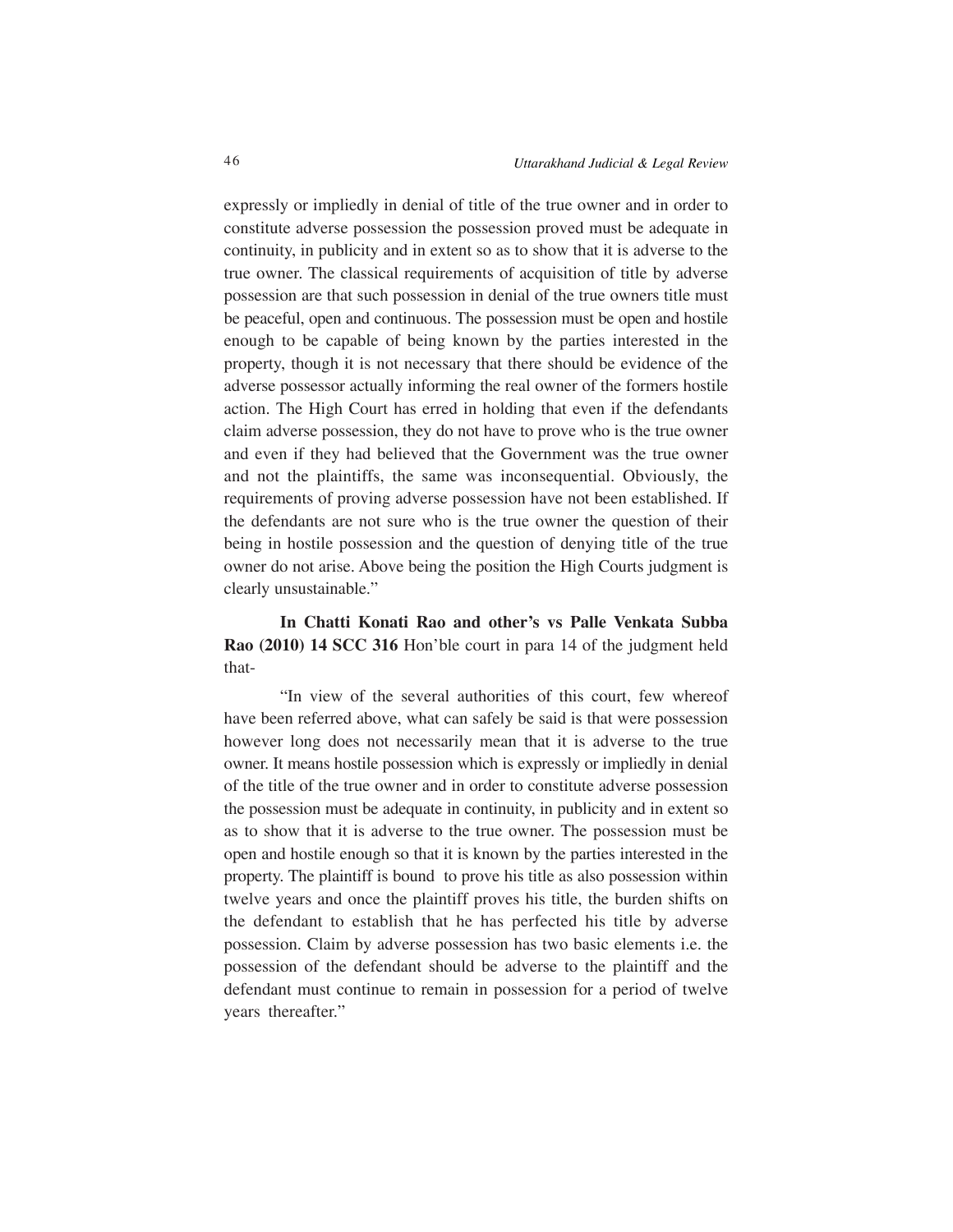expressly or impliedly in denial of title of the true owner and in order to constitute adverse possession the possession proved must be adequate in continuity, in publicity and in extent so as to show that it is adverse to the true owner. The classical requirements of acquisition of title by adverse possession are that such possession in denial of the true owners title must be peaceful, open and continuous. The possession must be open and hostile enough to be capable of being known by the parties interested in the property, though it is not necessary that there should be evidence of the adverse possessor actually informing the real owner of the formers hostile action. The High Court has erred in holding that even if the defendants claim adverse possession, they do not have to prove who is the true owner and even if they had believed that the Government was the true owner and not the plaintiffs, the same was inconsequential. Obviously, the requirements of proving adverse possession have not been established. If the defendants are not sure who is the true owner the question of their being in hostile possession and the question of denying title of the true owner do not arise. Above being the position the High Courts judgment is clearly unsustainable."

**In Chatti Konati Rao and other's vs Palle Venkata Subba Rao (2010) 14 SCC 316** Hon'ble court in para 14 of the judgment held that-

"In view of the several authorities of this court, few whereof have been referred above, what can safely be said is that were possession however long does not necessarily mean that it is adverse to the true owner. It means hostile possession which is expressly or impliedly in denial of the title of the true owner and in order to constitute adverse possession the possession must be adequate in continuity, in publicity and in extent so as to show that it is adverse to the true owner. The possession must be open and hostile enough so that it is known by the parties interested in the property. The plaintiff is bound to prove his title as also possession within twelve years and once the plaintiff proves his title, the burden shifts on the defendant to establish that he has perfected his title by adverse possession. Claim by adverse possession has two basic elements i.e. the possession of the defendant should be adverse to the plaintiff and the defendant must continue to remain in possession for a period of twelve years thereafter."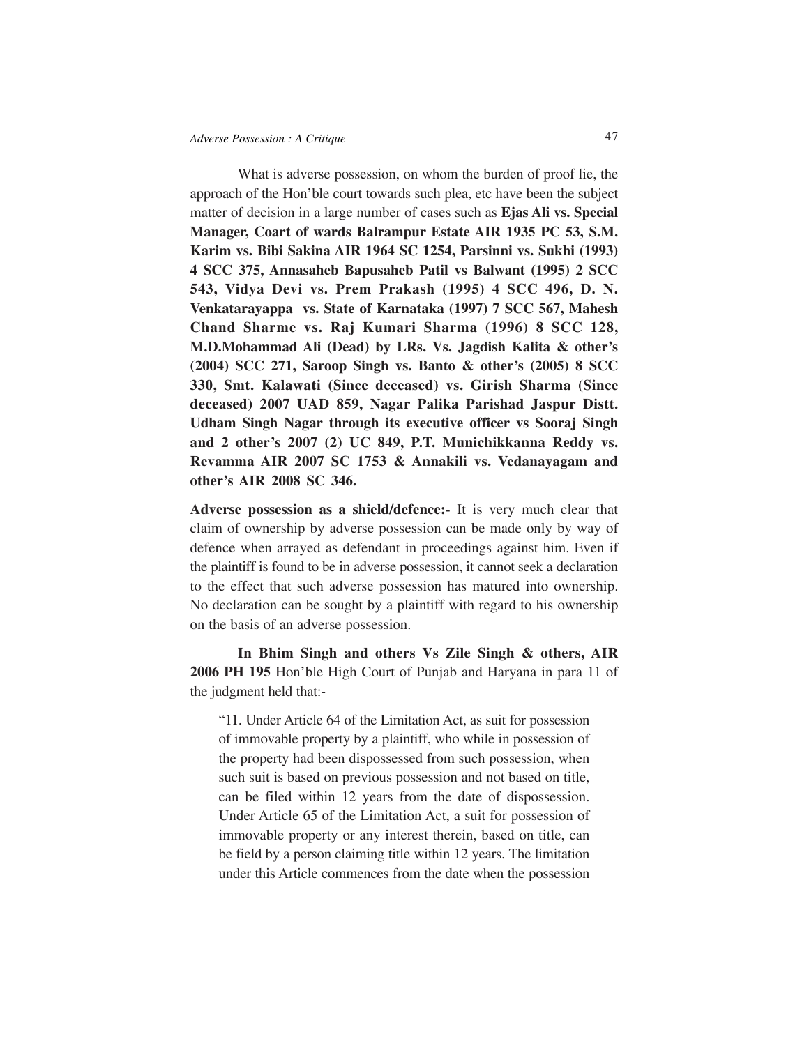What is adverse possession, on whom the burden of proof lie, the approach of the Hon'ble court towards such plea, etc have been the subject matter of decision in a large number of cases such as **Ejas Ali vs. Special Manager, Coart of wards Balrampur Estate AIR 1935 PC 53, S.M. Karim vs. Bibi Sakina AIR 1964 SC 1254, Parsinni vs. Sukhi (1993) 4 SCC 375, Annasaheb Bapusaheb Patil vs Balwant (1995) 2 SCC 543, Vidya Devi vs. Prem Prakash (1995) 4 SCC 496, D. N. Venkatarayappa vs. State of Karnataka (1997) 7 SCC 567, Mahesh Chand Sharme vs. Raj Kumari Sharma (1996) 8 SCC 128, M.D.Mohammad Ali (Dead) by LRs. Vs. Jagdish Kalita & other's (2004) SCC 271, Saroop Singh vs. Banto & other's (2005) 8 SCC 330, Smt. Kalawati (Since deceased) vs. Girish Sharma (Since deceased) 2007 UAD 859, Nagar Palika Parishad Jaspur Distt. Udham Singh Nagar through its executive officer vs Sooraj Singh and 2 other's 2007 (2) UC 849, P.T. Munichikkanna Reddy vs. Revamma AIR 2007 SC 1753 & Annakili vs. Vedanayagam and other's AIR 2008 SC 346.**

**Adverse possession as a shield/defence:-** It is very much clear that claim of ownership by adverse possession can be made only by way of defence when arrayed as defendant in proceedings against him. Even if the plaintiff is found to be in adverse possession, it cannot seek a declaration to the effect that such adverse possession has matured into ownership. No declaration can be sought by a plaintiff with regard to his ownership on the basis of an adverse possession.

**In Bhim Singh and others Vs Zile Singh & others, AIR 2006 PH 195** Hon'ble High Court of Punjab and Haryana in para 11 of the judgment held that:-

> "11. Under Article 64 of the Limitation Act, as suit for possession of immovable property by a plaintiff, who while in possession of the property had been dispossessed from such possession, when such suit is based on previous possession and not based on title, can be filed within 12 years from the date of dispossession. Under Article 65 of the Limitation Act, a suit for possession of immovable property or any interest therein, based on title, can be field by a person claiming title within 12 years. The limitation under this Article commences from the date when the possession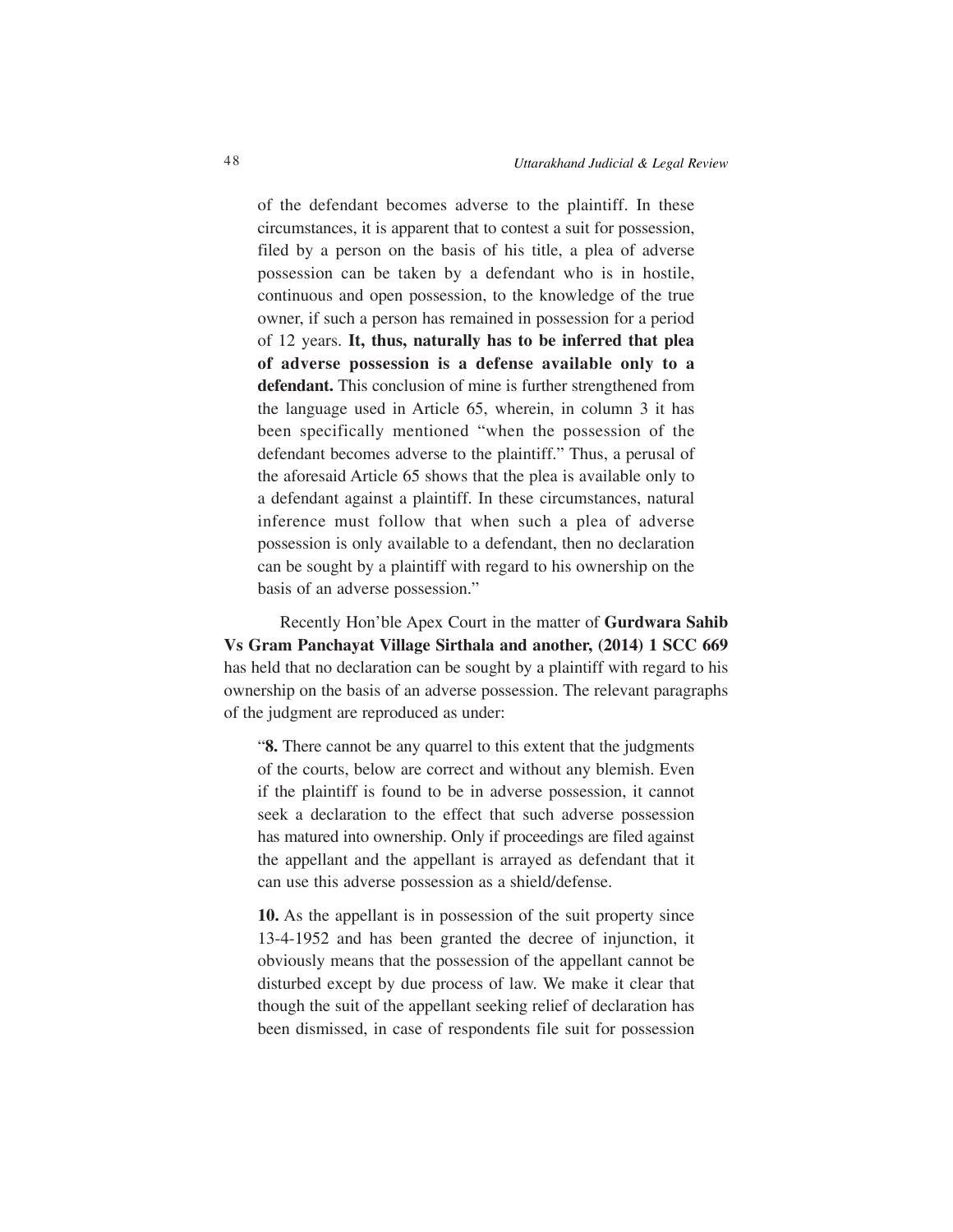of the defendant becomes adverse to the plaintiff. In these circumstances, it is apparent that to contest a suit for possession, filed by a person on the basis of his title, a plea of adverse possession can be taken by a defendant who is in hostile, continuous and open possession, to the knowledge of the true owner, if such a person has remained in possession for a period of 12 years. **It, thus, naturally has to be inferred that plea of adverse possession is a defense available only to a defendant.** This conclusion of mine is further strengthened from the language used in Article 65, wherein, in column 3 it has been specifically mentioned "when the possession of the defendant becomes adverse to the plaintiff." Thus, a perusal of the aforesaid Article 65 shows that the plea is available only to a defendant against a plaintiff. In these circumstances, natural inference must follow that when such a plea of adverse possession is only available to a defendant, then no declaration can be sought by a plaintiff with regard to his ownership on the basis of an adverse possession."

Recently Hon'ble Apex Court in the matter of **Gurdwara Sahib Vs Gram Panchayat Village Sirthala and another, (2014) 1 SCC 669** has held that no declaration can be sought by a plaintiff with regard to his ownership on the basis of an adverse possession. The relevant paragraphs of the judgment are reproduced as under:

"**8.** There cannot be any quarrel to this extent that the judgments of the courts, below are correct and without any blemish. Even if the plaintiff is found to be in adverse possession, it cannot seek a declaration to the effect that such adverse possession has matured into ownership. Only if proceedings are filed against the appellant and the appellant is arrayed as defendant that it can use this adverse possession as a shield/defense.

**10.** As the appellant is in possession of the suit property since 13-4-1952 and has been granted the decree of injunction, it obviously means that the possession of the appellant cannot be disturbed except by due process of law. We make it clear that though the suit of the appellant seeking relief of declaration has been dismissed, in case of respondents file suit for possession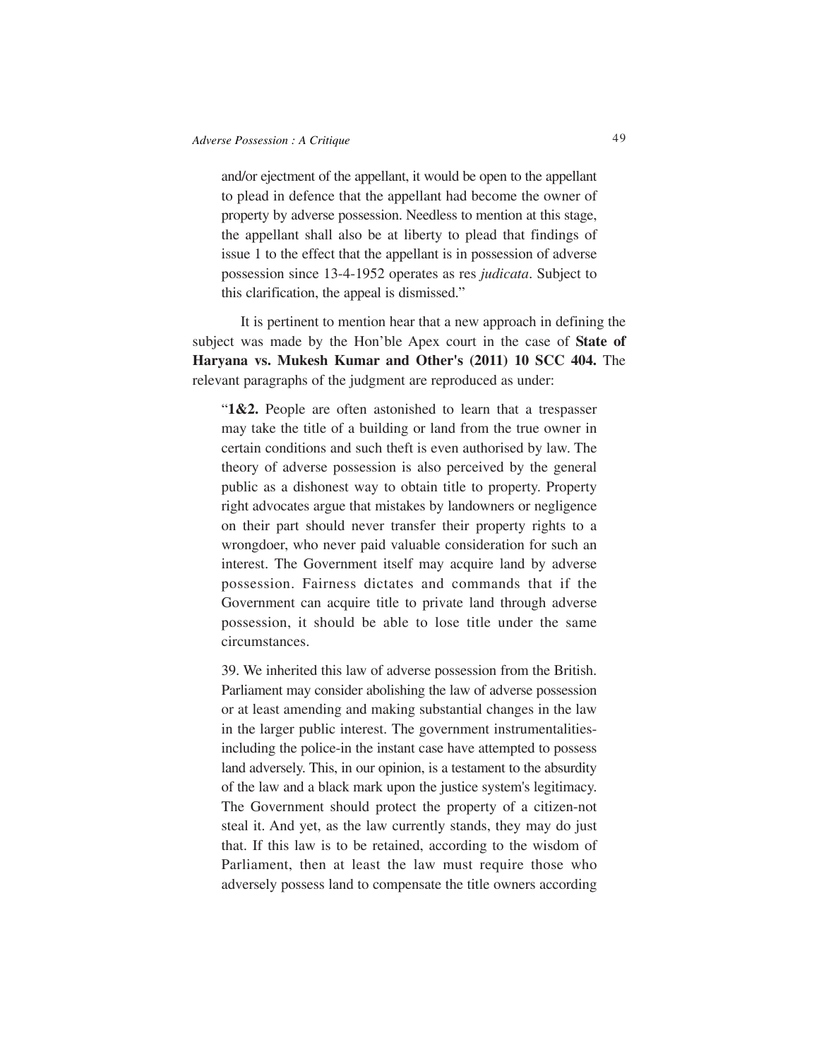and/or ejectment of the appellant, it would be open to the appellant to plead in defence that the appellant had become the owner of property by adverse possession. Needless to mention at this stage, the appellant shall also be at liberty to plead that findings of issue 1 to the effect that the appellant is in possession of adverse possession since 13-4-1952 operates as res *judicata*. Subject to this clarification, the appeal is dismissed."

It is pertinent to mention hear that a new approach in defining the subject was made by the Hon'ble Apex court in the case of **State of Haryana vs. Mukesh Kumar and Other's (2011) 10 SCC 404.** The relevant paragraphs of the judgment are reproduced as under:

> "**1&2.** People are often astonished to learn that a trespasser may take the title of a building or land from the true owner in certain conditions and such theft is even authorised by law. The theory of adverse possession is also perceived by the general public as a dishonest way to obtain title to property. Property right advocates argue that mistakes by landowners or negligence on their part should never transfer their property rights to a wrongdoer, who never paid valuable consideration for such an interest. The Government itself may acquire land by adverse possession. Fairness dictates and commands that if the Government can acquire title to private land through adverse possession, it should be able to lose title under the same circumstances.
>
> 39. We inherited this law of adverse possession from the British. Parliament may consider abolishing the law of adverse possession or at least amending and making substantial changes in the law in the larger public interest. The government instrumentalities-including the police-in the instant case have attempted to possess land adversely. This, in our opinion, is a testament to the absurdity of the law and a black mark upon the justice system's legitimacy. The Government should protect the property of a citizen-not steal it. And yet, as the law currently stands, they may do just that. If this law is to be retained, according to the wisdom of Parliament, then at least the law must require those who adversely possess land to compensate the title owners according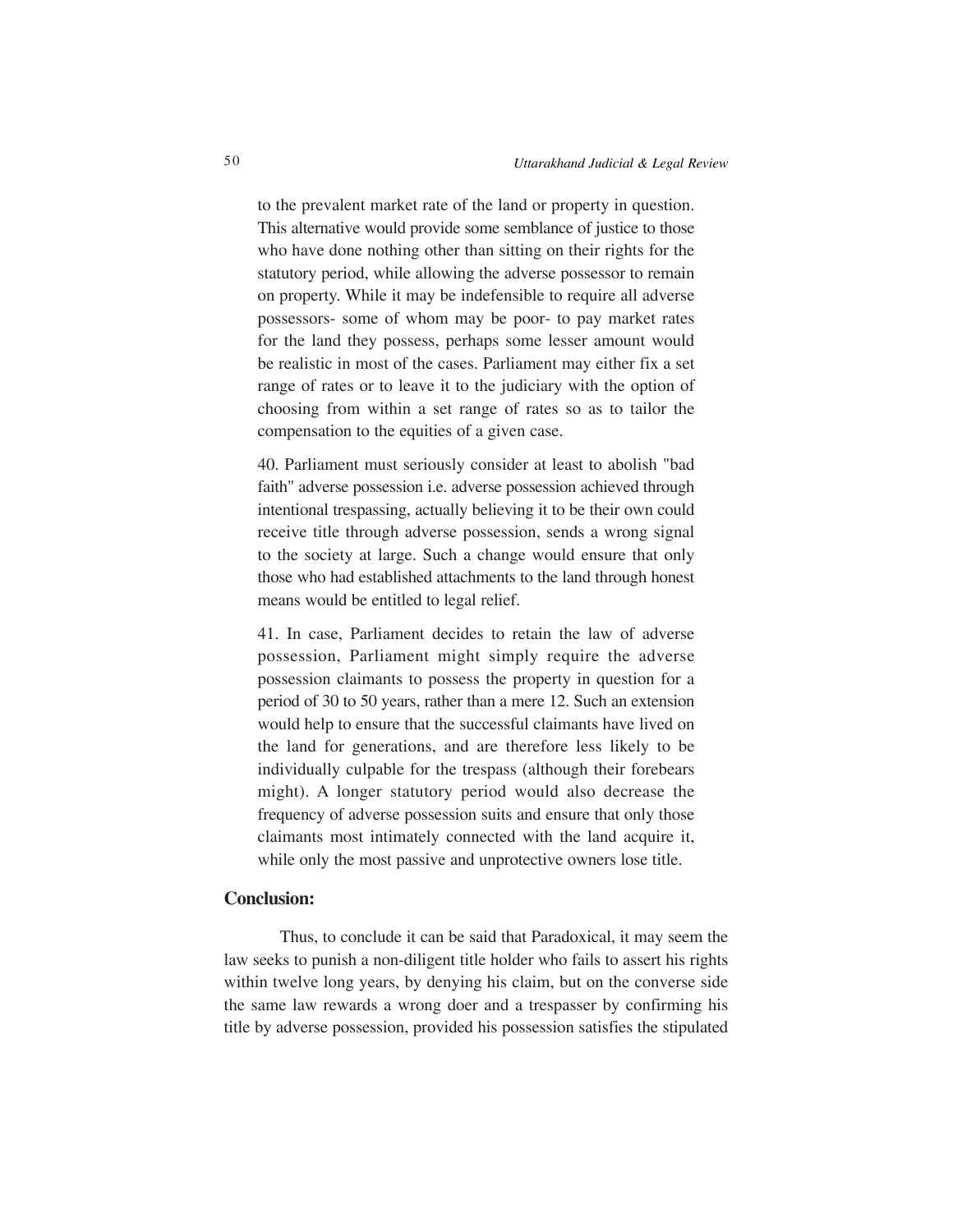to the prevalent market rate of the land or property in question. This alternative would provide some semblance of justice to those who have done nothing other than sitting on their rights for the statutory period, while allowing the adverse possessor to remain on property. While it may be indefensible to require all adverse possessors- some of whom may be poor- to pay market rates for the land they possess, perhaps some lesser amount would be realistic in most of the cases. Parliament may either fix a set range of rates or to leave it to the judiciary with the option of choosing from within a set range of rates so as to tailor the compensation to the equities of a given case.

40. Parliament must seriously consider at least to abolish "bad faith" adverse possession i.e. adverse possession achieved through intentional trespassing, actually believing it to be their own could receive title through adverse possession, sends a wrong signal to the society at large. Such a change would ensure that only those who had established attachments to the land through honest means would be entitled to legal relief.

41. In case, Parliament decides to retain the law of adverse possession, Parliament might simply require the adverse possession claimants to possess the property in question for a period of 30 to 50 years, rather than a mere 12. Such an extension would help to ensure that the successful claimants have lived on the land for generations, and are therefore less likely to be individually culpable for the trespass (although their forebears might). A longer statutory period would also decrease the frequency of adverse possession suits and ensure that only those claimants most intimately connected with the land acquire it, while only the most passive and unprotective owners lose title.

## Conclusion:

Thus, to conclude it can be said that Paradoxical, it may seem the law seeks to punish a non-diligent title holder who fails to assert his rights within twelve long years, by denying his claim, but on the converse side the same law rewards a wrong doer and a trespasser by confirming his title by adverse possession, provided his possession satisfies the stipulated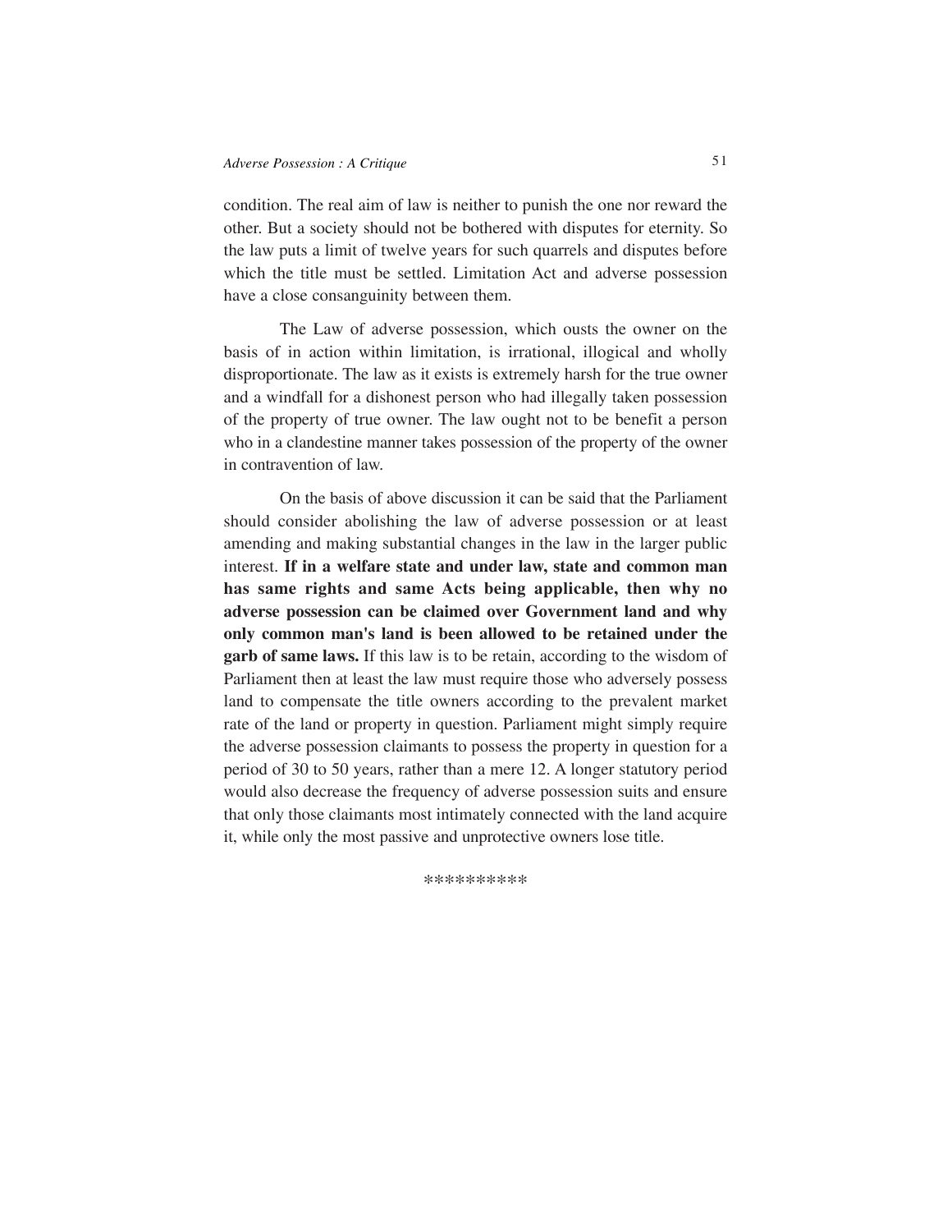condition. The real aim of law is neither to punish the one nor reward the other. But a society should not be bothered with disputes for eternity. So the law puts a limit of twelve years for such quarrels and disputes before which the title must be settled. Limitation Act and adverse possession have a close consanguinity between them.

The Law of adverse possession, which ousts the owner on the basis of in action within limitation, is irrational, illogical and wholly disproportionate. The law as it exists is extremely harsh for the true owner and a windfall for a dishonest person who had illegally taken possession of the property of true owner. The law ought not to be benefit a person who in a clandestine manner takes possession of the property of the owner in contravention of law.

On the basis of above discussion it can be said that the Parliament should consider abolishing the law of adverse possession or at least amending and making substantial changes in the law in the larger public interest. **If in a welfare state and under law, state and common man has same rights and same Acts being applicable, then why no adverse possession can be claimed over Government land and why only common man's land is been allowed to be retained under the garb of same laws.** If this law is to be retain, according to the wisdom of Parliament then at least the law must require those who adversely possess land to compensate the title owners according to the prevalent market rate of the land or property in question. Parliament might simply require the adverse possession claimants to possess the property in question for a period of 30 to 50 years, rather than a mere 12. A longer statutory period would also decrease the frequency of adverse possession suits and ensure that only those claimants most intimately connected with the land acquire it, while only the most passive and unprotective owners lose title.

*********